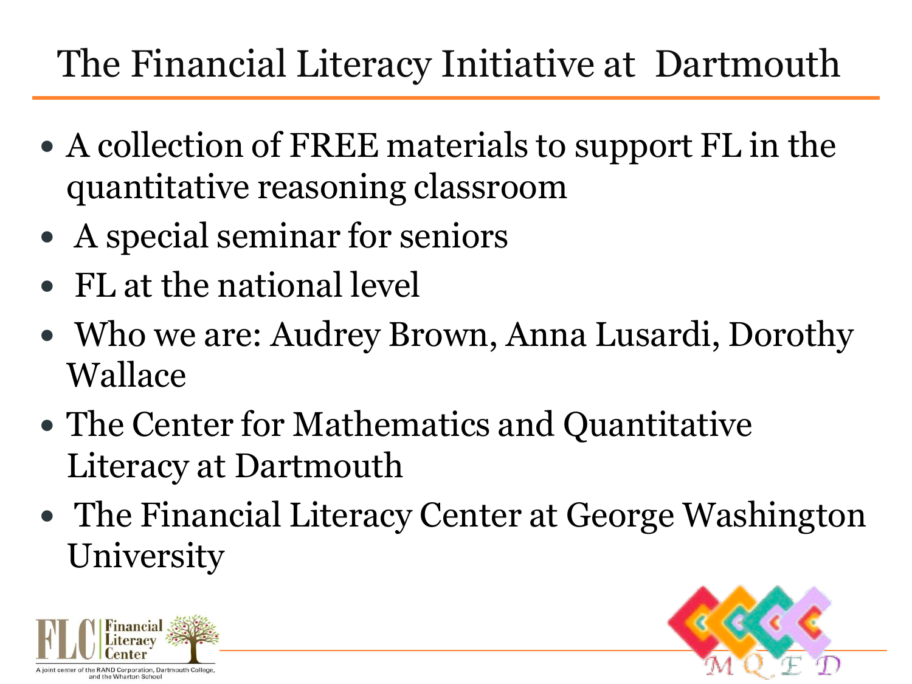# The Financial Literacy Initiative at Dartmouth

- A collection of FREE materials to support FL in the quantitative reasoning classroom
- A special seminar for seniors
- FL at the national level
- Who we are: Audrey Brown, Anna Lusardi, Dorothy Wallace
- The Center for Mathematics and Quantitative Literacy at Dartmouth
- The Financial Literacy Center at George Washington University

FLC Financial Literacy Center

A joint center of the RAND Corporation, Dartmouth College, and the Wharton School

MQED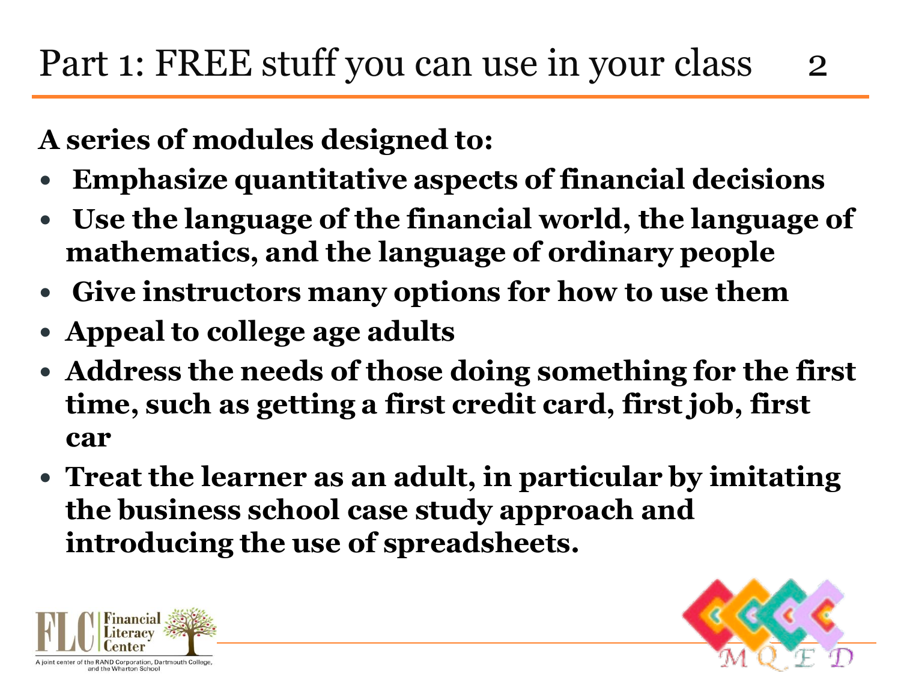# Part 1: FREE stuff you can use in your class

**A series of modules designed to:**

- **Emphasize quantitative aspects of financial decisions**
- **Use the language of the financial world, the language of mathematics, and the language of ordinary people**
- **Give instructors many options for how to use them**
- **Appeal to college age adults**
- **Address the needs of those doing something for the first time, such as getting a first credit card, first job, first car**
- **Treat the learner as an adult, in particular by imitating the business school case study approach and introducing the use of spreadsheets.**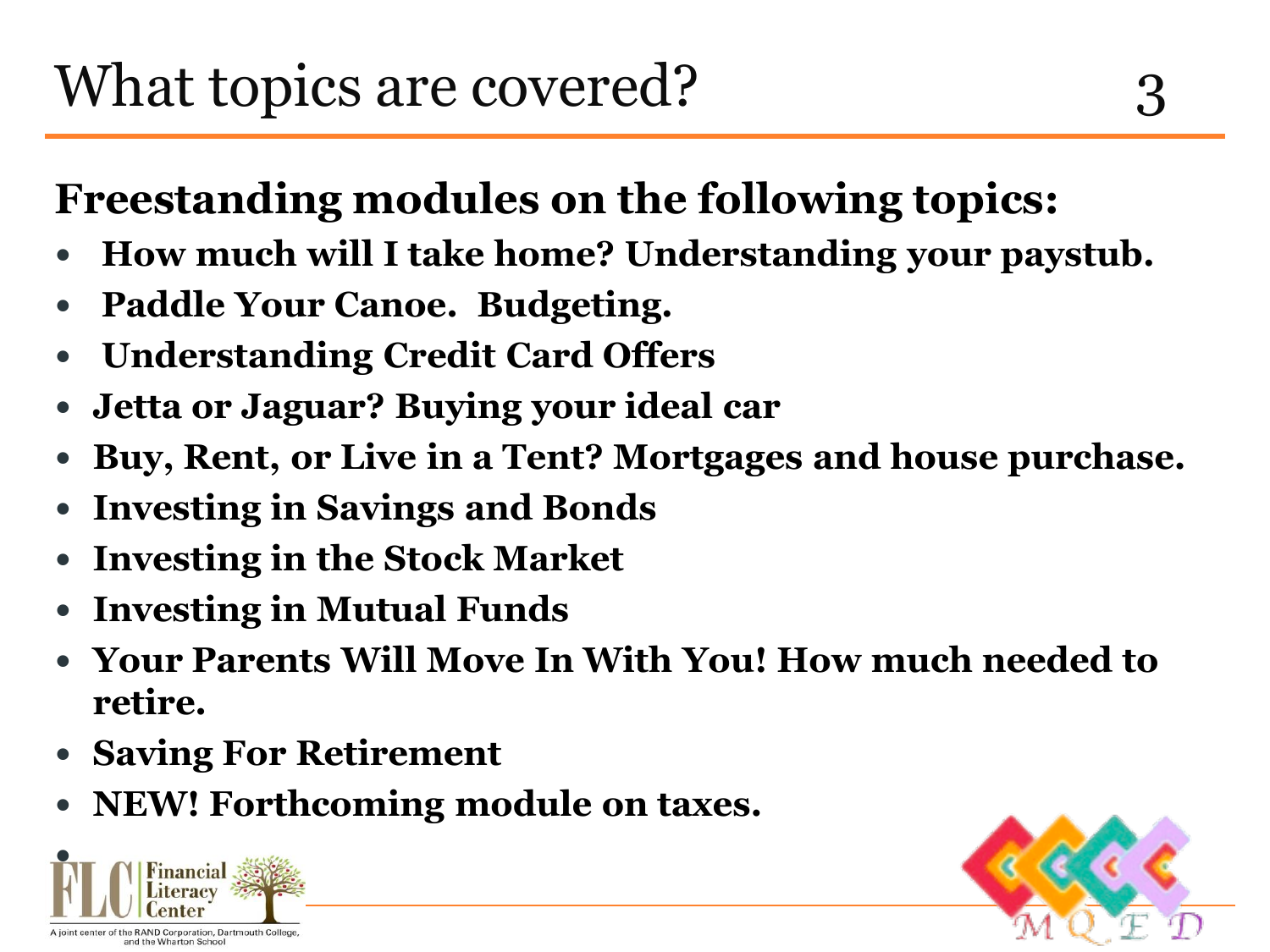# What topics are covered?

**Freestanding modules on the following topics:**

- **How much will I take home? Understanding your paystub.**
- **Paddle Your Canoe. Budgeting.**
- **Understanding Credit Card Offers**
- **Jetta or Jaguar? Buying your ideal car**
- **Buy, Rent, or Live in a Tent? Mortgages and house purchase.**
- **Investing in Savings and Bonds**
- **Investing in the Stock Market**
- **Investing in Mutual Funds**
- **Your Parents Will Move In With You! How much needed to retire.**
- **Saving For Retirement**
- **NEW! Forthcoming module on taxes.**

Financial Literacy Center

A joint center of the RAND Corporation, Dartmouth College, and the Wharton School

MQED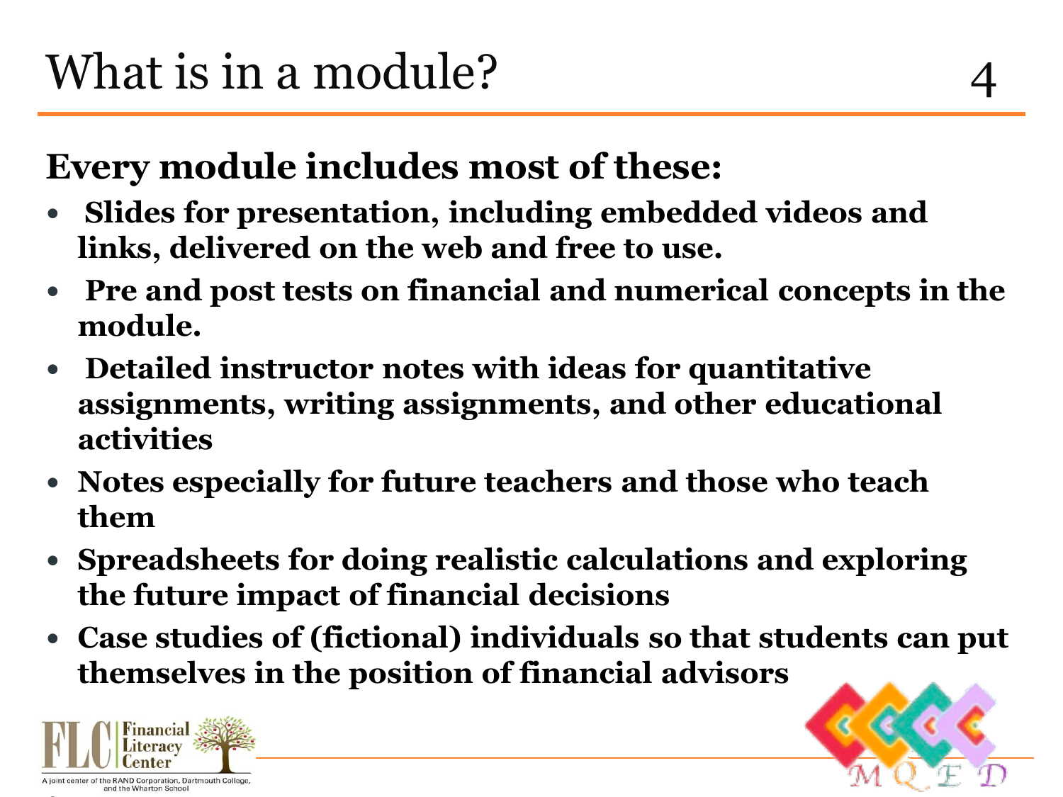# What is in a module?

**Every module includes most of these:**

- **Slides for presentation, including embedded videos and links, delivered on the web and free to use.**
- **Pre and post tests on financial and numerical concepts in the module.**
- **Detailed instructor notes with ideas for quantitative assignments, writing assignments, and other educational activities**
- **Notes especially for future teachers and those who teach them**
- **Spreadsheets for doing realistic calculations and exploring the future impact of financial decisions**
- **Case studies of (fictional) individuals so that students can put themselves in the position of financial advisors**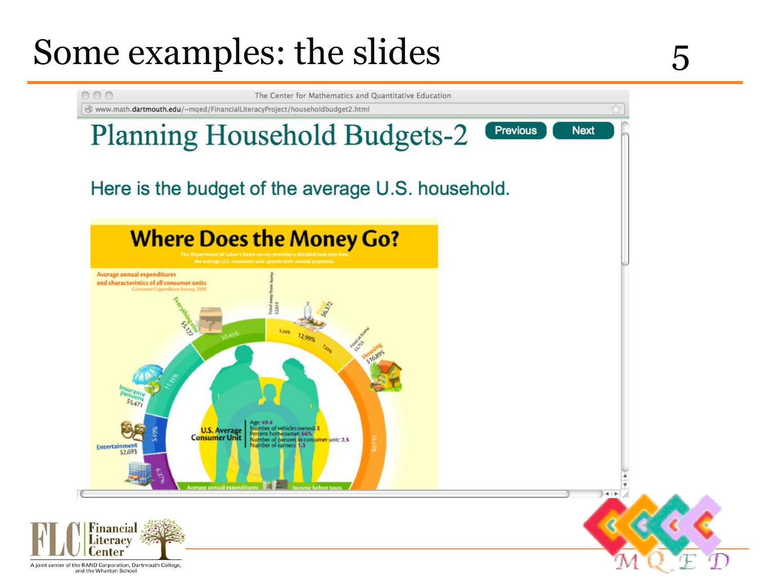# Some examples: the slides

The Center for Mathematics and Quantitative Education

www.math.dartmouth.edu/~mqed/FinancialLiteracyProject/householdbudget2.html

## Planning Household Budgets-2

Previous Next

Here is the budget of the average U.S. household.

### Where Does the Money Go?

The Department of Labor's latest survey provides a detailed look into how the average U.S. consumer unit spends their annual paycheck.

Average annual expenditures and characteristics of all consumer units
Consumer Expenditure Survey, 2009

Everything else $5,127 — 10.45%

Food away from home $2,619 — 5.34%

Food $6,372 — 12.99%

Food at home $3,753 — 7.65%

Housing $16,895 — 34.43%

Insurance Pensions $5,471 — 11.15%

Entertainment $2,693 — 5.49%

6.37%

U.S. Average Consumer Unit
- Age: 49.4
- Number of vehicles owned: 2
- Percent homeowner: 66%
- Number of persons in consumer unit: 2.5
- Number of earners: 1.3

Average annual expenditures | Income before taxes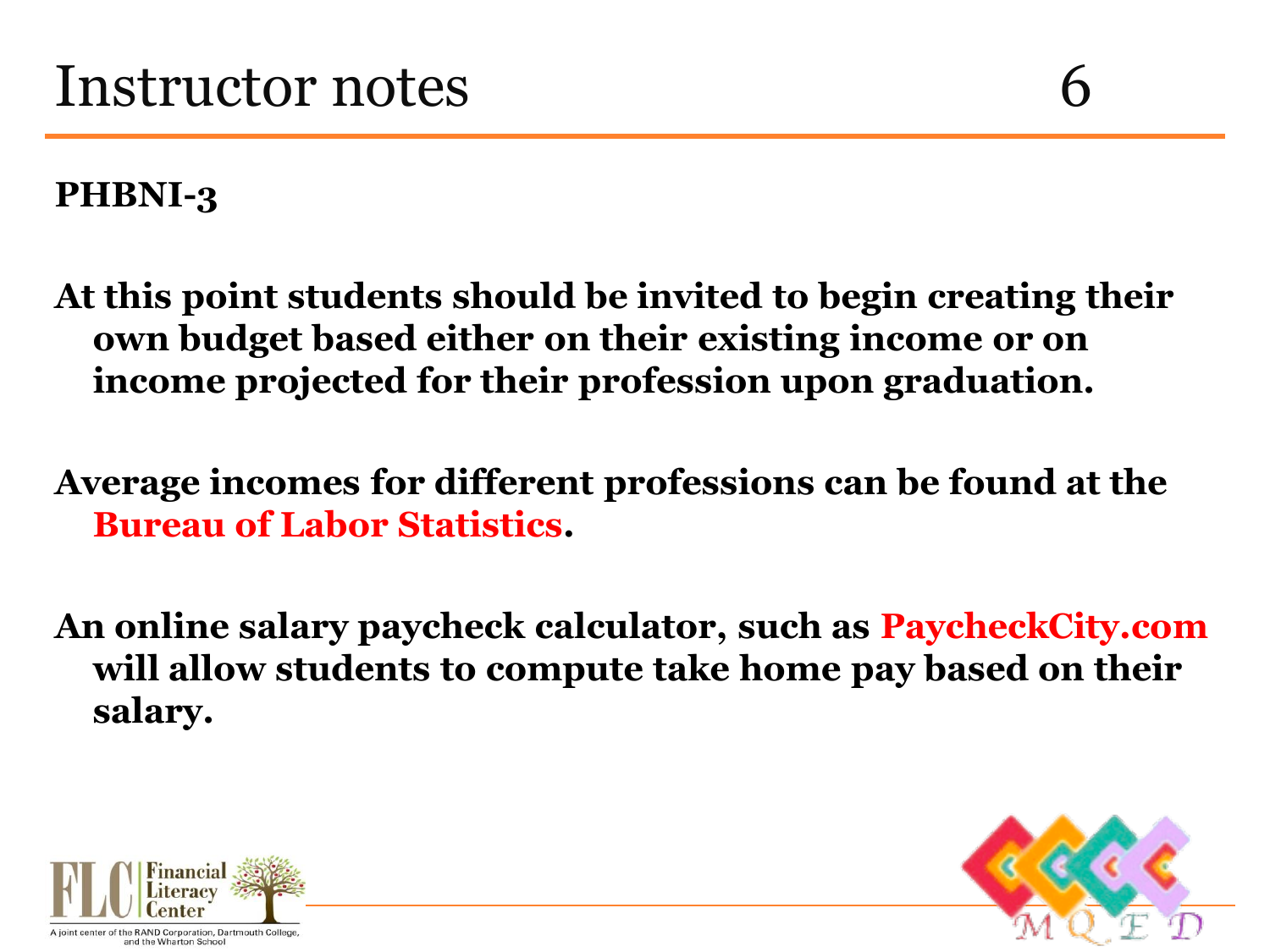# Instructor notes

**PHBNI-3**

**At this point students should be invited to begin creating their own budget based either on their existing income or on income projected for their profession upon graduation.**

**Average incomes for different professions can be found at the Bureau of Labor Statistics.**

**An online salary paycheck calculator, such as PaycheckCity.com will allow students to compute take home pay based on their salary.**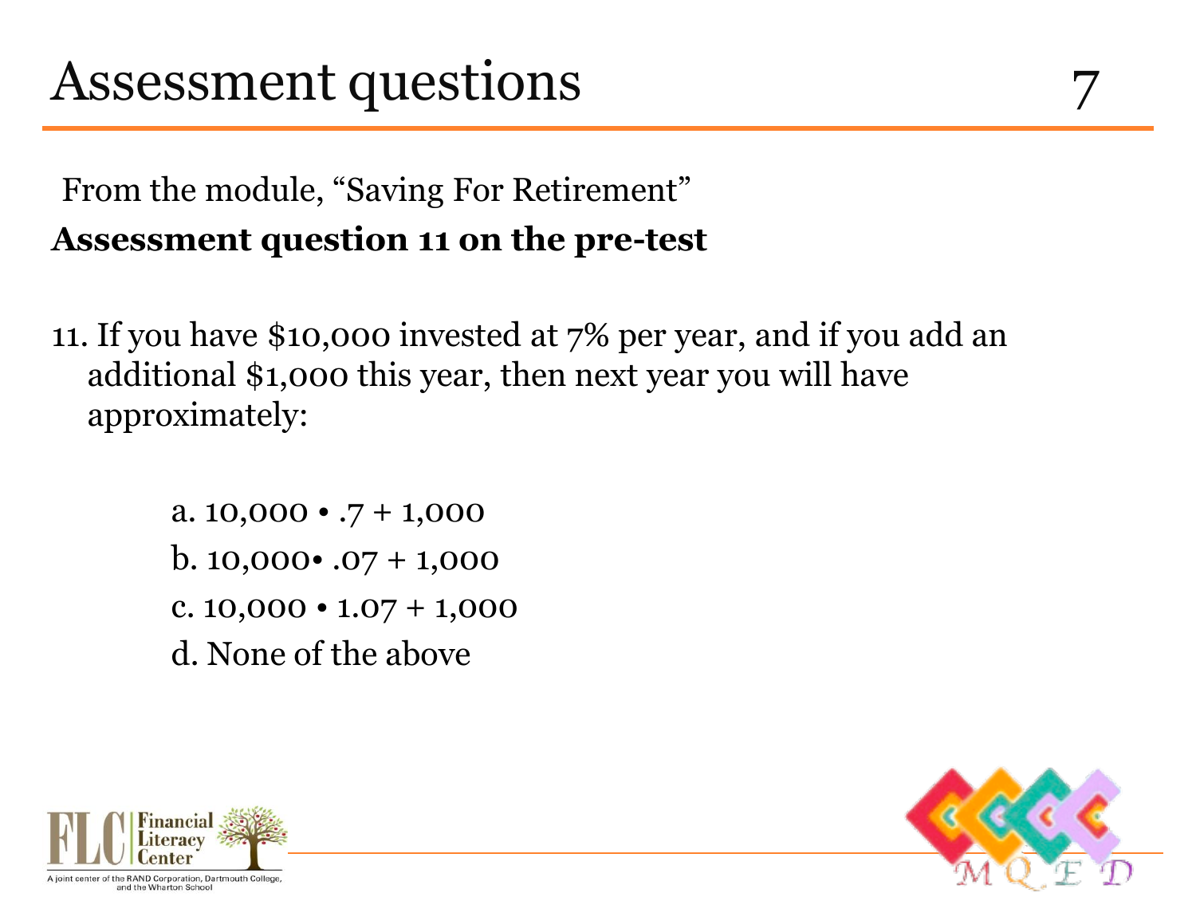# Assessment questions

From the module, "Saving For Retirement"

**Assessment question 11 on the pre-test**

11. If you have $10,000 invested at 7% per year, and if you add an additional $1,000 this year, then next year you will have approximately:

    a. 10,000 • .7 + 1,000

    b. 10,000• .07 + 1,000

    c. 10,000 • 1.07 + 1,000

    d. None of the above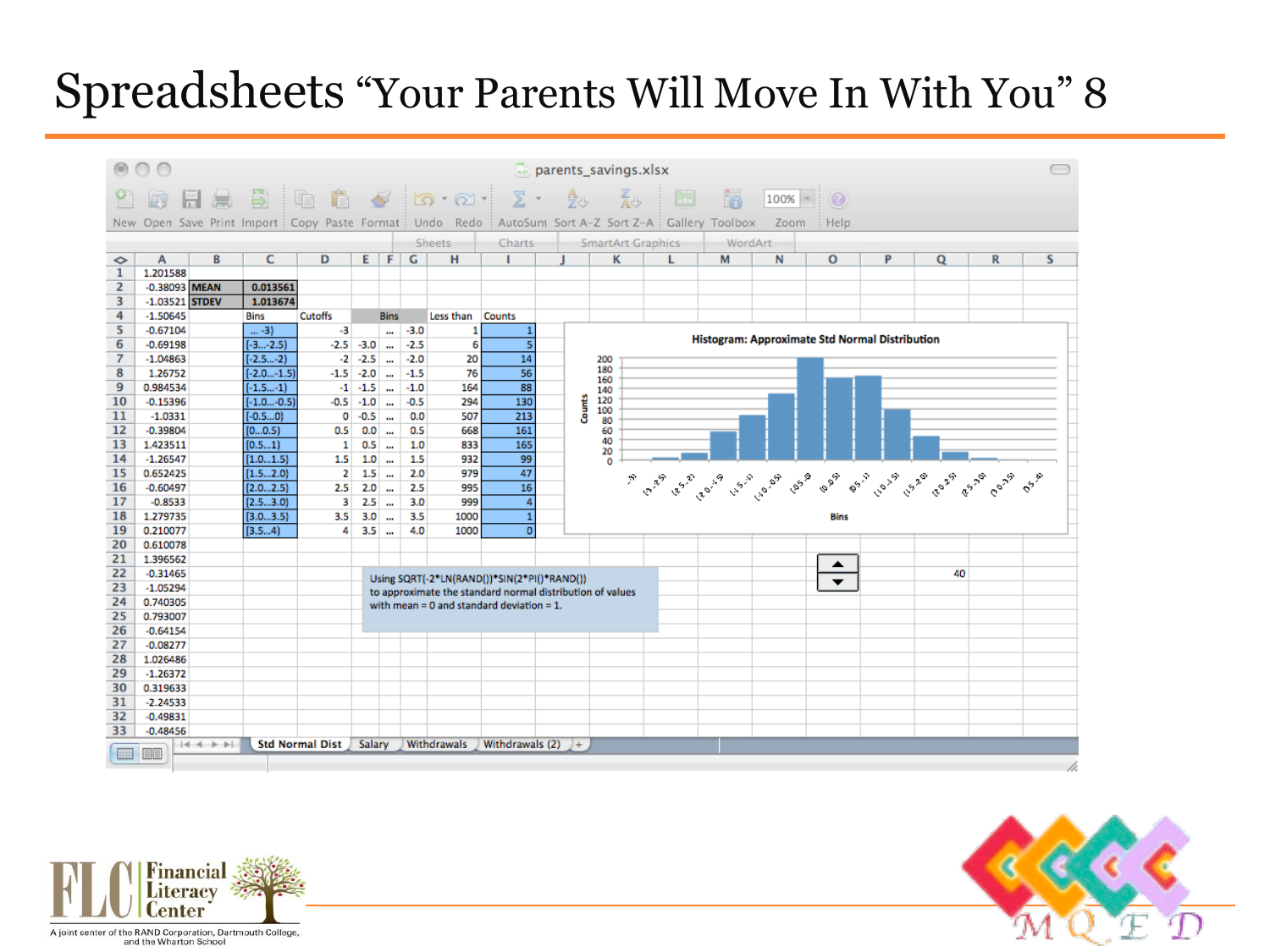# Spreadsheets "Your Parents Will Move In With You" 8

parents_savings.xlsx

| | A | B | C | D | E | F | G | H | I |
|---|---|---|---|---|---|---|---|---|---|
| 1 | 1.201588 | | | | | | | | |
| 2 | -0.38093 | MEAN | 0.013561 | | | | | | |
| 3 | -1.03521 | STDEV | 1.013674 | | | | | | |
| 4 | -1.50645 | | Bins | Cutoffs | | Bins | | Less than | Counts |
| 5 | -0.67104 | | ... -3) | -3 | | ... | -3.0 | 1 | 1 |
| 6 | -0.69198 | | [-3...-2.5) | -2.5 | -3.0 | ... | -2.5 | 6 | 5 |
| 7 | -1.04863 | | [-2.5...-2) | -2 | -2.5 | ... | -2.0 | 20 | 14 |
| 8 | 1.26752 | | [-2.0...-1.5) | -1.5 | -2.0 | ... | -1.5 | 76 | 56 |
| 9 | 0.984534 | | [-1.5...-1) | -1 | -1.5 | ... | -1.0 | 164 | 88 |
| 10 | -0.15396 | | [-1.0...-0.5) | -0.5 | -1.0 | ... | -0.5 | 294 | 130 |
| 11 | -1.0331 | | [-0.5...0) | 0 | -0.5 | ... | 0.0 | 507 | 213 |
| 12 | -0.39804 | | [0...0.5) | 0.5 | 0.0 | ... | 0.5 | 668 | 161 |
| 13 | 1.423511 | | [0.5...1) | 1 | 0.5 | ... | 1.0 | 833 | 165 |
| 14 | -1.26547 | | [1.0...1.5) | 1.5 | 1.0 | ... | 1.5 | 932 | 99 |
| 15 | 0.652425 | | [1.5...2.0) | 2 | 1.5 | ... | 2.0 | 979 | 47 |
| 16 | -0.60497 | | [2.0...2.5) | 2.5 | 2.0 | ... | 2.5 | 995 | 16 |
| 17 | -0.8533 | | [2.5...3.0) | 3 | 2.5 | ... | 3.0 | 999 | 4 |
| 18 | 1.279735 | | [3.0...3.5) | 3.5 | 3.0 | ... | 3.5 | 1000 | 1 |
| 19 | 0.210077 | | [3.5...4) | 4 | 3.5 | ... | 4.0 | 1000 | 0 |
| 20 | 0.610078 | | | | | | | | |
| 21 | 1.396562 | | | | | | | | |
| 22 | -0.31465 | | | | | | | | |
| 23 | -1.05294 | | | | | | | | |
| 24 | 0.740305 | | | | | | | | |
| 25 | 0.793007 | | | | | | | | |
| 26 | -0.64154 | | | | | | | | |
| 27 | -0.08277 | | | | | | | | |
| 28 | 1.026486 | | | | | | | | |
| 29 | -1.26372 | | | | | | | | |
| 30 | 0.319633 | | | | | | | | |
| 31 | -2.24533 | | | | | | | | |
| 32 | -0.49831 | | | | | | | | |
| 33 | -0.48456 | | | | | | | | |

**Histogram: Approximate Std Normal Distribution** (y-axis: Counts; x-axis: Bins)

Using SQRT(-2*LN(RAND())*SIN(2*PI()*RAND()) to approximate the standard normal distribution of values with mean = 0 and standard deviation = 1.

40

Sheets: Std Normal Dist | Salary | Withdrawals | Withdrawals (2)

Financial Literacy Center — A joint center of the RAND Corporation, Dartmouth College, and the Wharton School

MQED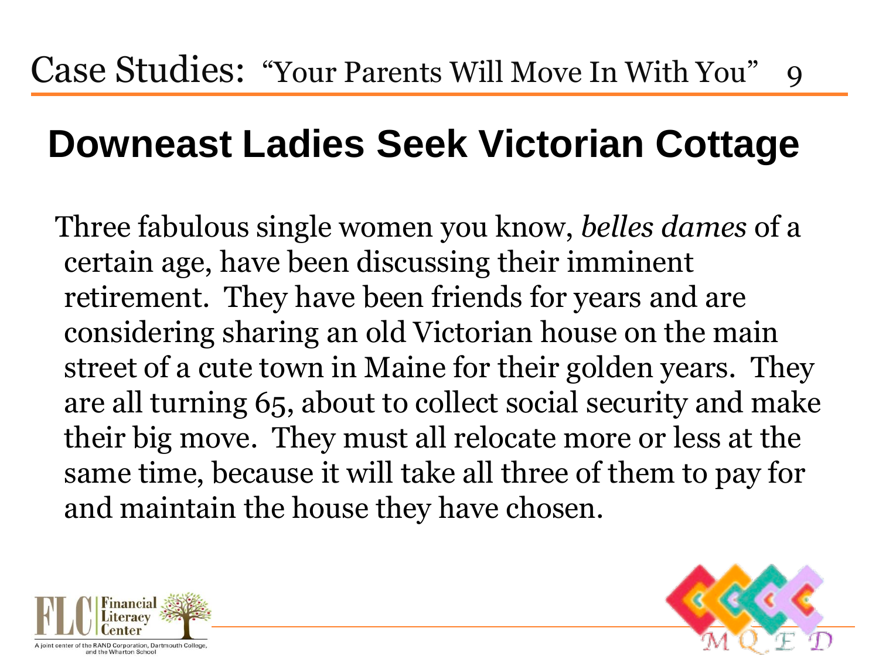# Case Studies: "Your Parents Will Move In With You"

## Downeast Ladies Seek Victorian Cottage

Three fabulous single women you know, *belles dames* of a certain age, have been discussing their imminent retirement. They have been friends for years and are considering sharing an old Victorian house on the main street of a cute town in Maine for their golden years. They are all turning 65, about to collect social security and make their big move. They must all relocate more or less at the same time, because it will take all three of them to pay for and maintain the house they have chosen.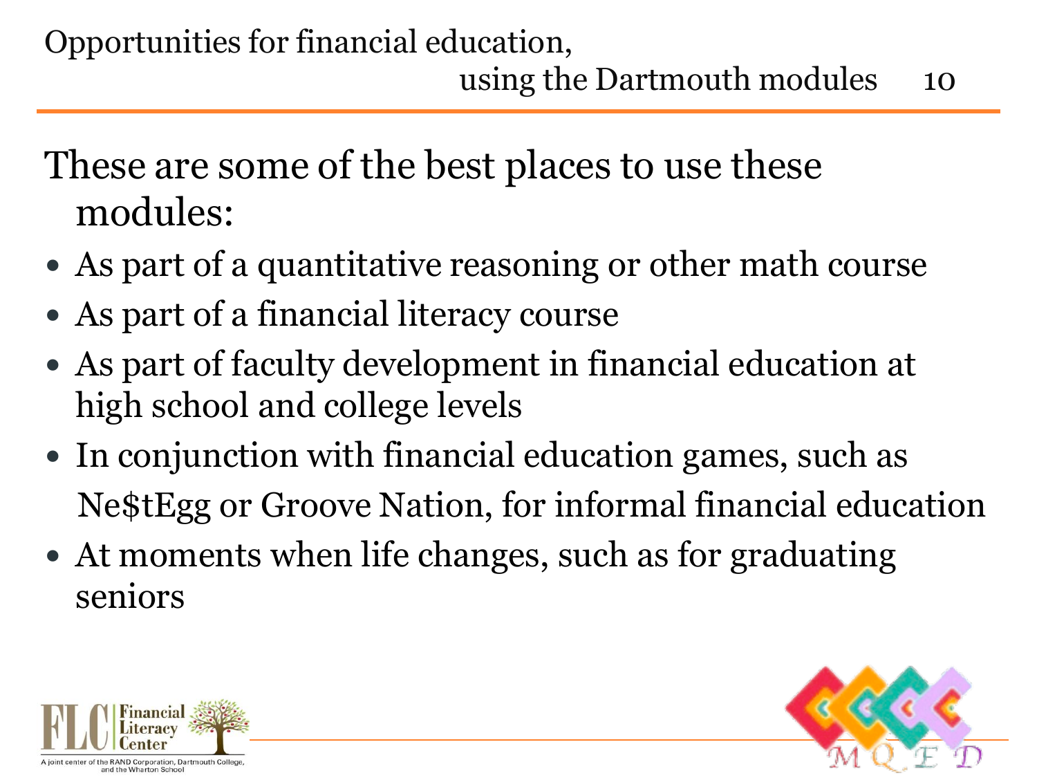# Opportunities for financial education, using the Dartmouth modules

These are some of the best places to use these modules:

- As part of a quantitative reasoning or other math course
- As part of a financial literacy course
- As part of faculty development in financial education at high school and college levels
- In conjunction with financial education games, such as Ne$tEgg or Groove Nation, for informal financial education
- At moments when life changes, such as for graduating seniors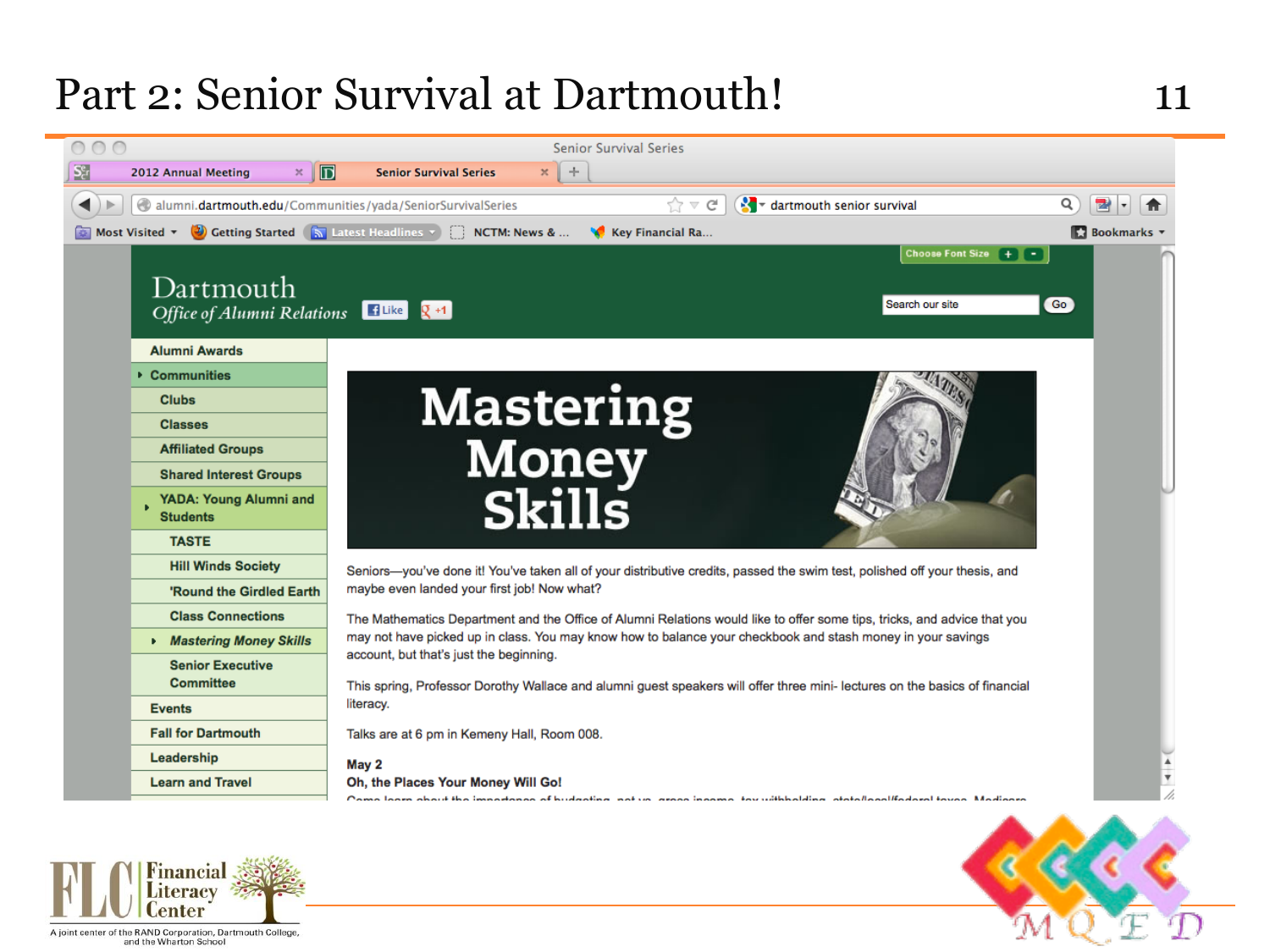# Part 2: Senior Survival at Dartmouth!

Senior Survival Series

2012 Annual Meeting | Senior Survival Series

alumni.dartmouth.edu/Communities/yada/SeniorSurvivalSeries

dartmouth senior survival

Most Visited | Getting Started | Latest Headlines | NCTM: News & ... | Key Financial Ra... | Bookmarks

Choose Font Size

**Dartmouth**
*Office of Alumni Relations*

Like | +1

Search our site | Go

- Alumni Awards
- Communities
  - Clubs
  - Classes
  - Affiliated Groups
  - Shared Interest Groups
  - YADA: Young Alumni and Students
    - TASTE
    - Hill Winds Society
    - 'Round the Girdled Earth
    - Class Connections
    - *Mastering Money Skills*
    - Senior Executive Committee
- Events
- Fall for Dartmouth
- Leadership
- Learn and Travel

## Mastering Money Skills

Seniors—you've done it! You've taken all of your distributive credits, passed the swim test, polished off your thesis, and maybe even landed your first job! Now what?

The Mathematics Department and the Office of Alumni Relations would like to offer some tips, tricks, and advice that you may not have picked up in class. You may know how to balance your checkbook and stash money in your savings account, but that's just the beginning.

This spring, Professor Dorothy Wallace and alumni guest speakers will offer three mini- lectures on the basics of financial literacy.

Talks are at 6 pm in Kemeny Hall, Room 008.

**May 2**
**Oh, the Places Your Money Will Go!**

Financial Literacy Center — A joint center of the RAND Corporation, Dartmouth College, and the Wharton School

MQED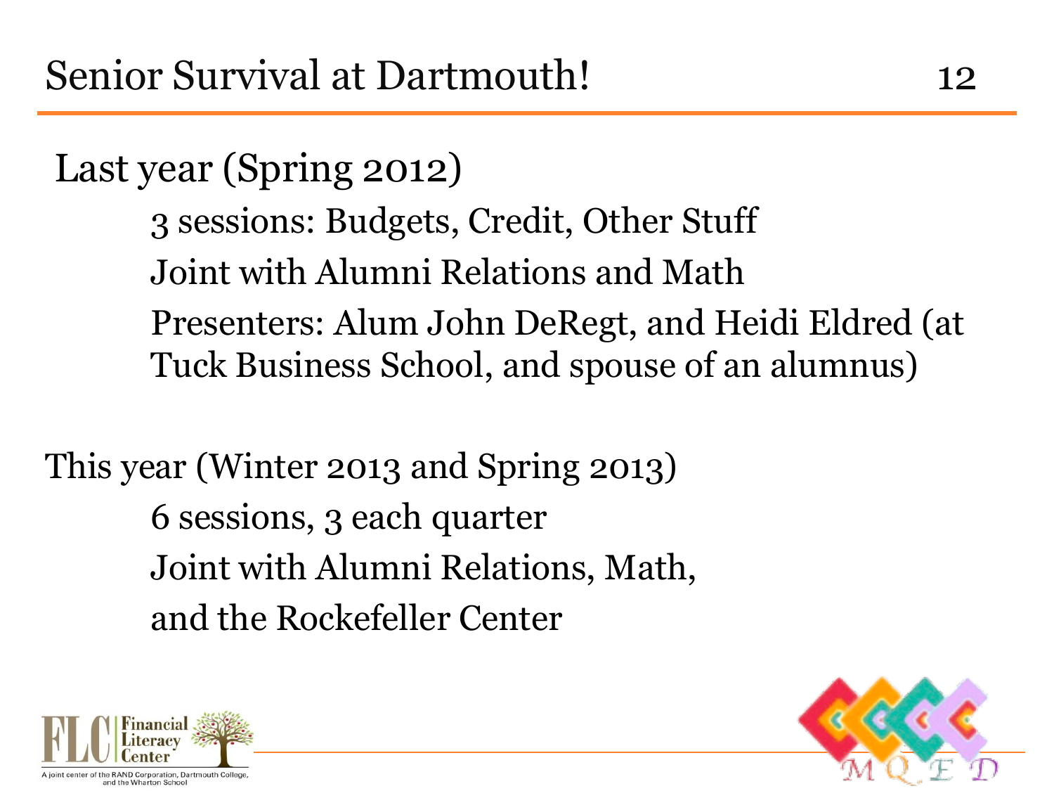# Senior Survival at Dartmouth!

Last year (Spring 2012)

- 3 sessions: Budgets, Credit, Other Stuff
- Joint with Alumni Relations and Math
- Presenters: Alum John DeRegt, and Heidi Eldred (at Tuck Business School, and spouse of an alumnus)

This year (Winter 2013 and Spring 2013)

- 6 sessions, 3 each quarter
- Joint with Alumni Relations, Math, and the Rockefeller Center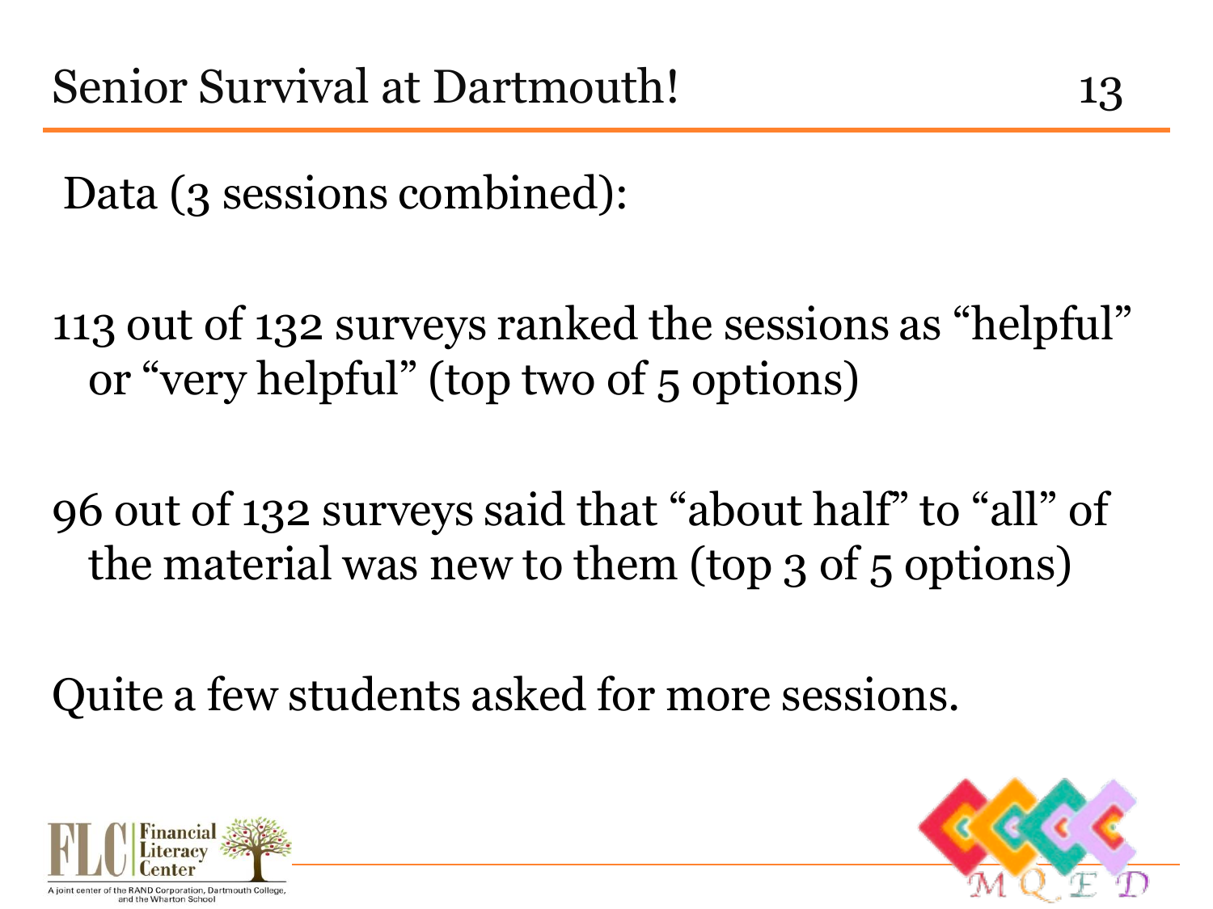# Senior Survival at Dartmouth!

Data (3 sessions combined):

113 out of 132 surveys ranked the sessions as "helpful" or "very helpful" (top two of 5 options)

96 out of 132 surveys said that "about half" to "all" of the material was new to them (top 3 of 5 options)

Quite a few students asked for more sessions.

Financial Literacy Center

A joint center of the RAND Corporation, Dartmouth College, and the Wharton School

MQED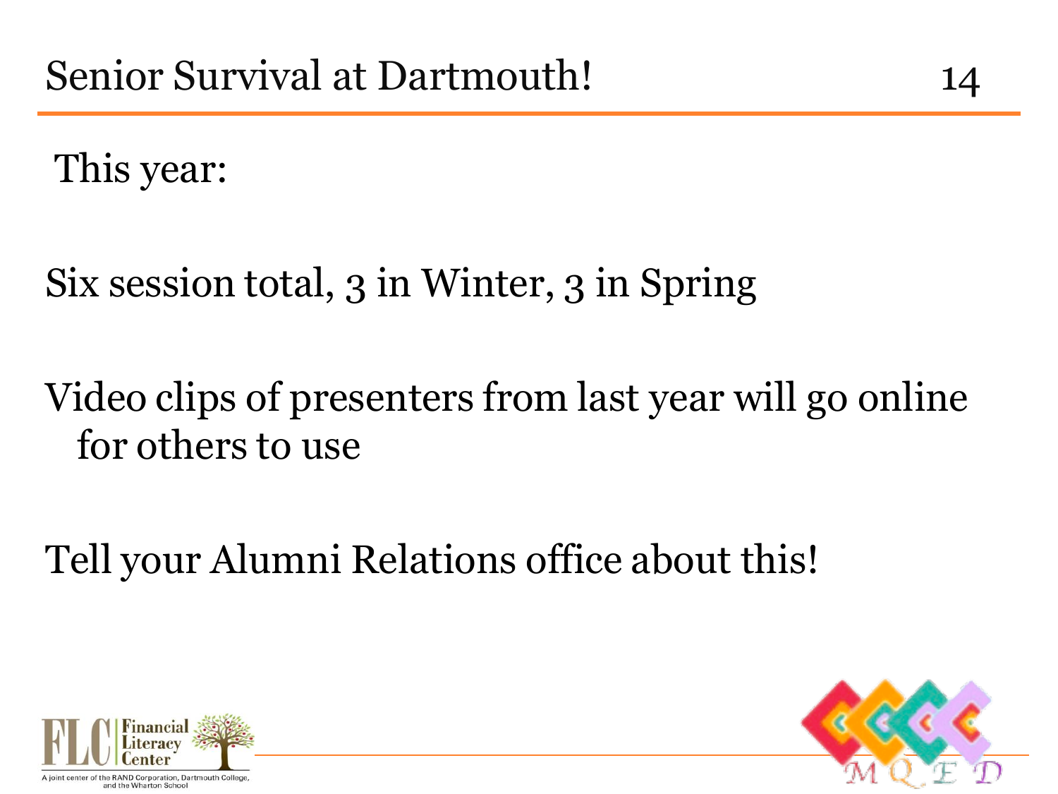# Senior Survival at Dartmouth!

This year:

Six session total, 3 in Winter, 3 in Spring

Video clips of presenters from last year will go online for others to use

Tell your Alumni Relations office about this!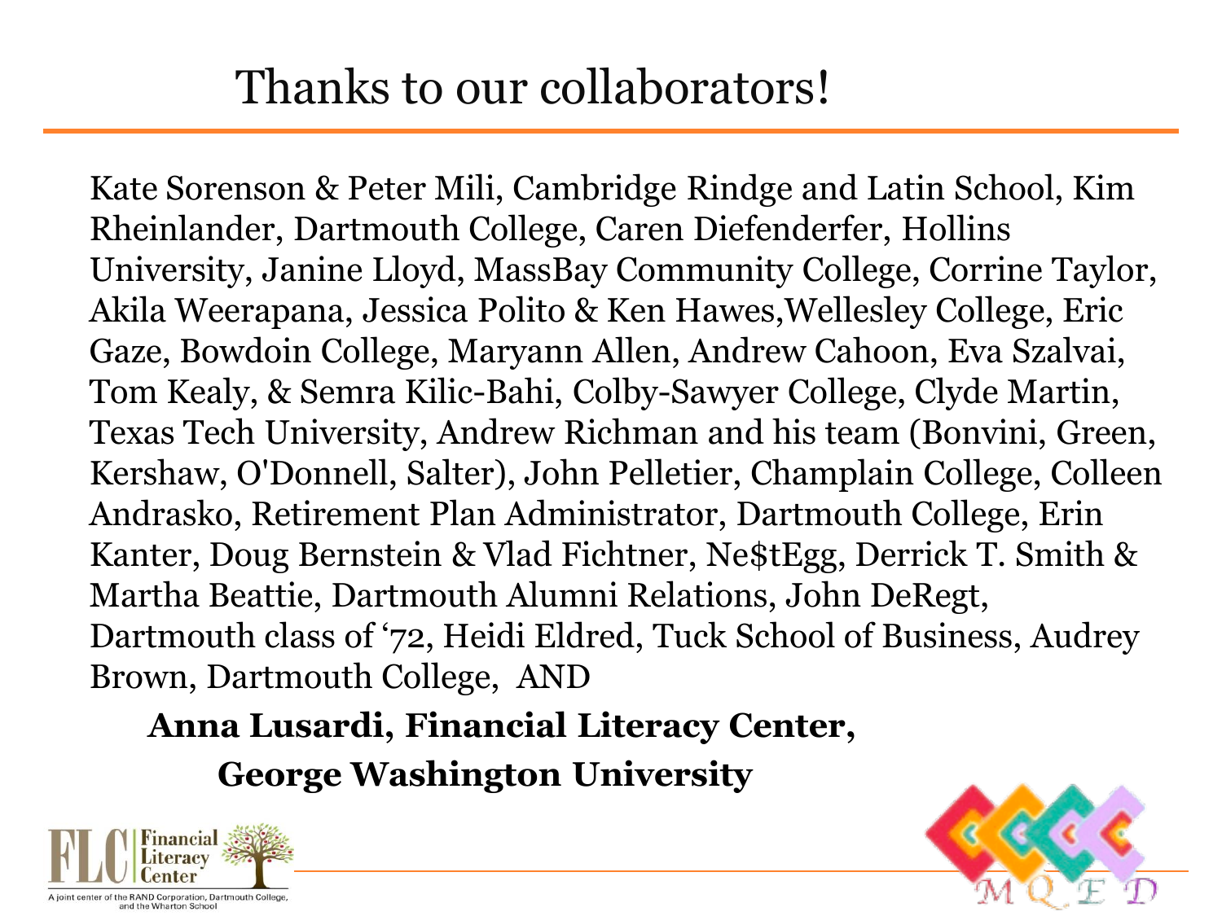# Thanks to our collaborators!

Kate Sorenson & Peter Mili, Cambridge Rindge and Latin School, Kim Rheinlander, Dartmouth College, Caren Diefenderfer, Hollins University, Janine Lloyd, MassBay Community College, Corrine Taylor, Akila Weerapana, Jessica Polito & Ken Hawes,Wellesley College, Eric Gaze, Bowdoin College, Maryann Allen, Andrew Cahoon, Eva Szalvai, Tom Kealy, & Semra Kilic-Bahi, Colby-Sawyer College, Clyde Martin, Texas Tech University, Andrew Richman and his team (Bonvini, Green, Kershaw, O'Donnell, Salter), John Pelletier, Champlain College, Colleen Andrasko, Retirement Plan Administrator, Dartmouth College, Erin Kanter, Doug Bernstein & Vlad Fichtner, Ne$tEgg, Derrick T. Smith & Martha Beattie, Dartmouth Alumni Relations, John DeRegt, Dartmouth class of '72, Heidi Eldred, Tuck School of Business, Audrey Brown, Dartmouth College, AND

**Anna Lusardi, Financial Literacy Center,**

**George Washington University**

FLC Financial Literacy Center

A joint center of the RAND Corporation, Dartmouth College, and the Wharton School

MQED